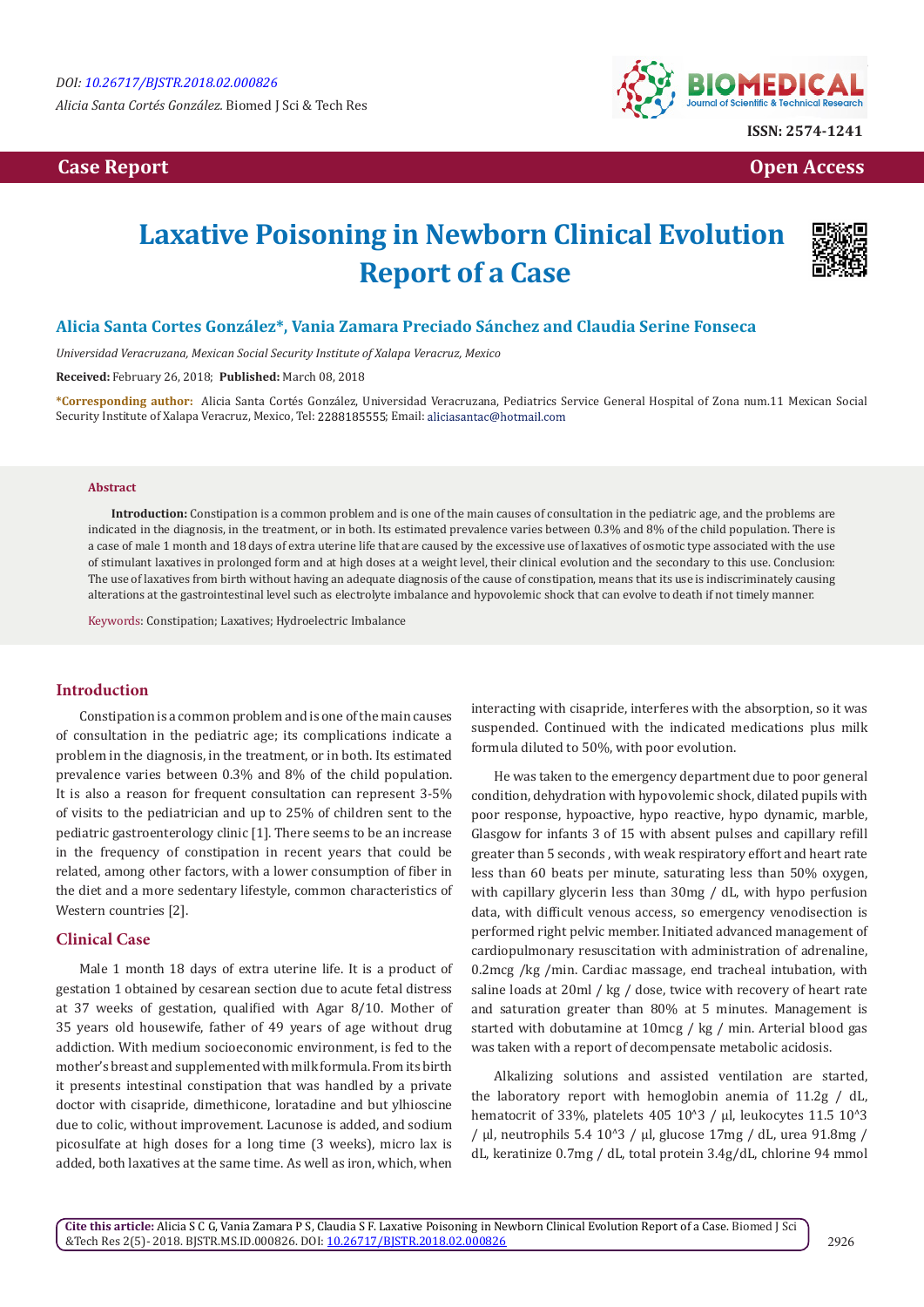DOI: 10.26717/BJSTR.2018.02.000826

*Alicia Santa Cortés González.* Biomed J Sci & Tech Res

ISSN: 2574-1241

**Case Report** **Open Access**

# Laxative Poisoning in Newborn Clinical Evolution Report of a Case

**Alicia Santa Cortes González\*, Vania Zamara Preciado Sánchez and Claudia Serine Fonseca**

*Universidad Veracruzana, Mexican Social Security Institute of Xalapa Veracruz, Mexico*

**Received:** February 26, 2018; **Published:** March 08, 2018

**\*Corresponding author:** Alicia Santa Cortés González, Universidad Veracruzana, Pediatrics Service General Hospital of Zona num.11 Mexican Social Security Institute of Xalapa Veracruz, Mexico, Tel: 2288185555; Email: aliciasantac@hotmail.com

### Abstract

**Introduction:** Constipation is a common problem and is one of the main causes of consultation in the pediatric age, and the problems are indicated in the diagnosis, in the treatment, or in both. Its estimated prevalence varies between 0.3% and 8% of the child population. There is a case of male 1 month and 18 days of extra uterine life that are caused by the excessive use of laxatives of osmotic type associated with the use of stimulant laxatives in prolonged form and at high doses at a weight level, their clinical evolution and the secondary to this use. Conclusion: The use of laxatives from birth without having an adequate diagnosis of the cause of constipation, means that its use is indiscriminately causing alterations at the gastrointestinal level such as electrolyte imbalance and hypovolemic shock that can evolve to death if not timely manner.

**Keywords:** Constipation; Laxatives; Hydroelectric Imbalance

## Introduction

Constipation is a common problem and is one of the main causes of consultation in the pediatric age; its complications indicate a problem in the diagnosis, in the treatment, or in both. Its estimated prevalence varies between 0.3% and 8% of the child population. It is also a reason for frequent consultation can represent 3-5% of visits to the pediatrician and up to 25% of children sent to the pediatric gastroenterology clinic [1]. There seems to be an increase in the frequency of constipation in recent years that could be related, among other factors, with a lower consumption of fiber in the diet and a more sedentary lifestyle, common characteristics of Western countries [2].

## Clinical Case

Male 1 month 18 days of extra uterine life. It is a product of gestation 1 obtained by cesarean section due to acute fetal distress at 37 weeks of gestation, qualified with Agar 8/10. Mother of 35 years old housewife, father of 49 years of age without drug addiction. With medium socioeconomic environment, is fed to the mother's breast and supplemented with milk formula. From its birth it presents intestinal constipation that was handled by a private doctor with cisapride, dimethicone, loratadine and but ylhioscine due to colic, without improvement. Lacunose is added, and sodium picosulfate at high doses for a long time (3 weeks), micro lax is added, both laxatives at the same time. As well as iron, which, when interacting with cisapride, interferes with the absorption, so it was suspended. Continued with the indicated medications plus milk formula diluted to 50%, with poor evolution.

He was taken to the emergency department due to poor general condition, dehydration with hypovolemic shock, dilated pupils with poor response, hypoactive, hypo reactive, hypo dynamic, marble, Glasgow for infants 3 of 15 with absent pulses and capillary refill greater than 5 seconds , with weak respiratory effort and heart rate less than 60 beats per minute, saturating less than 50% oxygen, with capillary glycerin less than 30mg / dL, with hypo perfusion data, with difficult venous access, so emergency venodisection is performed right pelvic member. Initiated advanced management of cardiopulmonary resuscitation with administration of adrenaline, 0.2mcg /kg /min. Cardiac massage, end tracheal intubation, with saline loads at 20ml / kg / dose, twice with recovery of heart rate and saturation greater than 80% at 5 minutes. Management is started with dobutamine at 10mcg / kg / min. Arterial blood gas was taken with a report of decompensate metabolic acidosis.

Alkalizing solutions and assisted ventilation are started, the laboratory report with hemoglobin anemia of 11.2g / dL, hematocrit of 33%, platelets 405 10^3 / µl, leukocytes 11.5 10^3 / µl, neutrophils 5.4 10^3 / µl, glucose 17mg / dL, urea 91.8mg / dL, keratinize 0.7mg / dL, total protein 3.4g/dL, chlorine 94 mmol

**Cite this article:** Alicia S C G, Vania Zamara P S, Claudia S F. Laxative Poisoning in Newborn Clinical Evolution Report of a Case. Biomed J Sci &Tech Res 2(5)- 2018. BJSTR.MS.ID.000826. DOI: 10.26717/BJSTR.2018.02.000826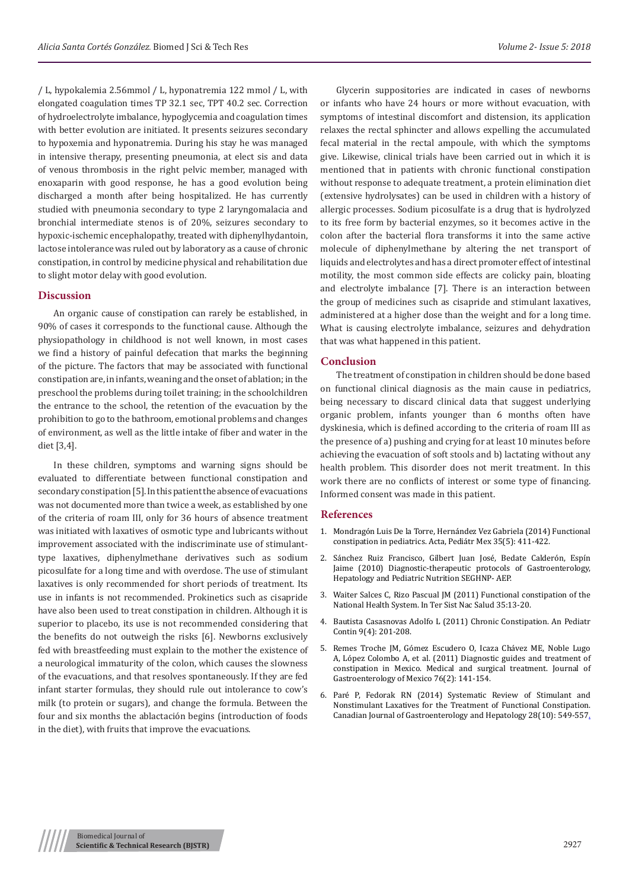/ L, hypokalemia 2.56mmol / L, hyponatremia 122 mmol / L, with elongated coagulation times TP 32.1 sec, TPT 40.2 sec. Correction of hydroelectrolyte imbalance, hypoglycemia and coagulation times with better evolution are initiated. It presents seizures secondary to hypoxemia and hyponatremia. During his stay he was managed in intensive therapy, presenting pneumonia, at elect sis and data of venous thrombosis in the right pelvic member, managed with enoxaparin with good response, he has a good evolution being discharged a month after being hospitalized. He has currently studied with pneumonia secondary to type 2 laryngomalacia and bronchial intermediate stenos is of 20%, seizures secondary to hypoxic-ischemic encephalopathy, treated with diphenylhydantoin, lactose intolerance was ruled out by laboratory as a cause of chronic constipation, in control by medicine physical and rehabilitation due to slight motor delay with good evolution.

## Discussion

An organic cause of constipation can rarely be established, in 90% of cases it corresponds to the functional cause. Although the physiopathology in childhood is not well known, in most cases we find a history of painful defecation that marks the beginning of the picture. The factors that may be associated with functional constipation are, in infants, weaning and the onset of ablation; in the preschool the problems during toilet training; in the schoolchildren the entrance to the school, the retention of the evacuation by the prohibition to go to the bathroom, emotional problems and changes of environment, as well as the little intake of fiber and water in the diet [3,4].

In these children, symptoms and warning signs should be evaluated to differentiate between functional constipation and secondary constipation [5]. In this patient the absence of evacuations was not documented more than twice a week, as established by one of the criteria of roam III, only for 36 hours of absence treatment was initiated with laxatives of osmotic type and lubricants without improvement associated with the indiscriminate use of stimulant-type laxatives, diphenylmethane derivatives such as sodium picosulfate for a long time and with overdose. The use of stimulant laxatives is only recommended for short periods of treatment. Its use in infants is not recommended. Prokinetics such as cisapride have also been used to treat constipation in children. Although it is superior to placebo, its use is not recommended considering that the benefits do not outweigh the risks [6]. Newborns exclusively fed with breastfeeding must explain to the mother the existence of a neurological immaturity of the colon, which causes the slowness of the evacuations, and that resolves spontaneously. If they are fed infant starter formulas, they should rule out intolerance to cow's milk (to protein or sugars), and change the formula. Between the four and six months the ablactación begins (introduction of foods in the diet), with fruits that improve the evacuations.

Glycerin suppositories are indicated in cases of newborns or infants who have 24 hours or more without evacuation, with symptoms of intestinal discomfort and distension, its application relaxes the rectal sphincter and allows expelling the accumulated fecal material in the rectal ampoule, with which the symptoms give. Likewise, clinical trials have been carried out in which it is mentioned that in patients with chronic functional constipation without response to adequate treatment, a protein elimination diet (extensive hydrolysates) can be used in children with a history of allergic processes. Sodium picosulfate is a drug that is hydrolyzed to its free form by bacterial enzymes, so it becomes active in the colon after the bacterial flora transforms it into the same active molecule of diphenylmethane by altering the net transport of liquids and electrolytes and has a direct promoter effect of intestinal motility, the most common side effects are colicky pain, bloating and electrolyte imbalance [7]. There is an interaction between the group of medicines such as cisapride and stimulant laxatives, administered at a higher dose than the weight and for a long time. What is causing electrolyte imbalance, seizures and dehydration that was what happened in this patient.

## Conclusion

The treatment of constipation in children should be done based on functional clinical diagnosis as the main cause in pediatrics, being necessary to discard clinical data that suggest underlying organic problem, infants younger than 6 months often have dyskinesia, which is defined according to the criteria of roam III as the presence of a) pushing and crying for at least 10 minutes before achieving the evacuation of soft stools and b) lactating without any health problem. This disorder does not merit treatment. In this work there are no conflicts of interest or some type of financing. Informed consent was made in this patient.

## References

1. Mondragón Luis De la Torre, Hernández Vez Gabriela (2014) Functional constipation in pediatrics. Acta, Pediátr Mex 35(5): 411-422.
2. Sánchez Ruiz Francisco, Gilbert Juan José, Bedate Calderón, Espín Jaime (2010) Diagnostic-therapeutic protocols of Gastroenterology, Hepatology and Pediatric Nutrition SEGHNP- AEP.
3. Waiter Salces C, Rizo Pascual JM (2011) Functional constipation of the National Health System. In Ter Sist Nac Salud 35:13-20.
4. Bautista Casasnovas Adolfo L (2011) Chronic Constipation. An Pediatr Contin 9(4): 201-208.
5. Remes Troche JM, Gómez Escudero O, Icaza Chávez ME, Noble Lugo A, López Colombo A, et al. (2011) Diagnostic guides and treatment of constipation in Mexico. Medical and surgical treatment. Journal of Gastroenterology of Mexico 76(2): 141-154.
6. Paré P, Fedorak RN (2014) Systematic Review of Stimulant and Nonstimulant Laxatives for the Treatment of Functional Constipation. Canadian Journal of Gastroenterology and Hepatology 28(10): 549-557.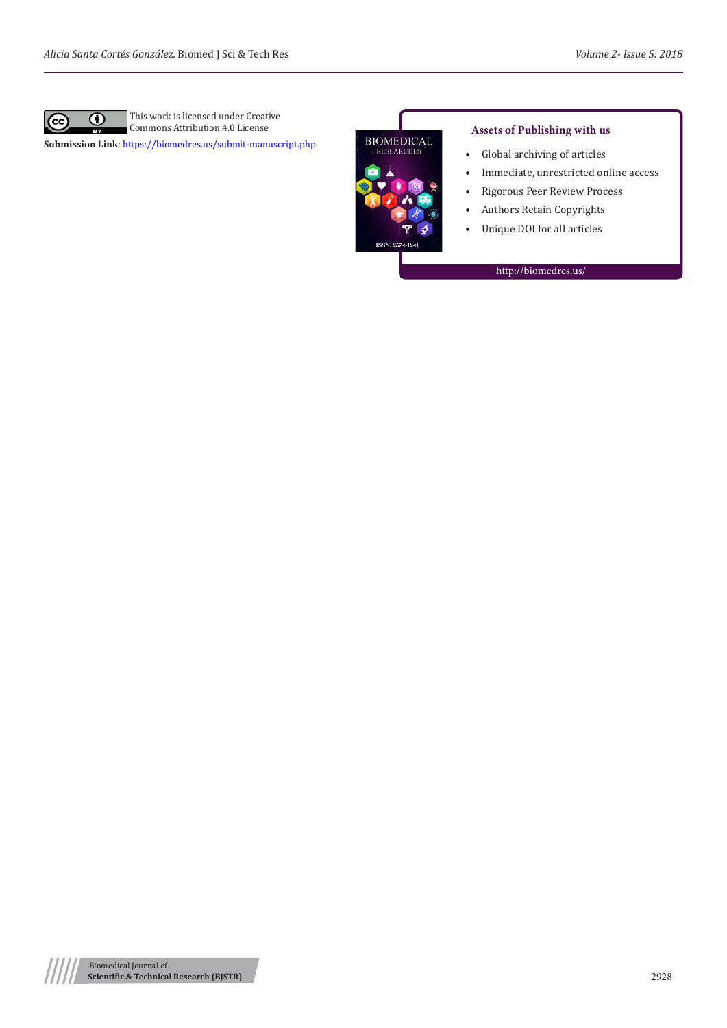This work is licensed under Creative Commons Attribution 4.0 License

**Submission Link**: https://biomedres.us/submit-manuscript.php

### Assets of Publishing with us

- Global archiving of articles
- Immediate, unrestricted online access
- Rigorous Peer Review Process
- Authors Retain Copyrights
- Unique DOI for all articles

http://biomedres.us/